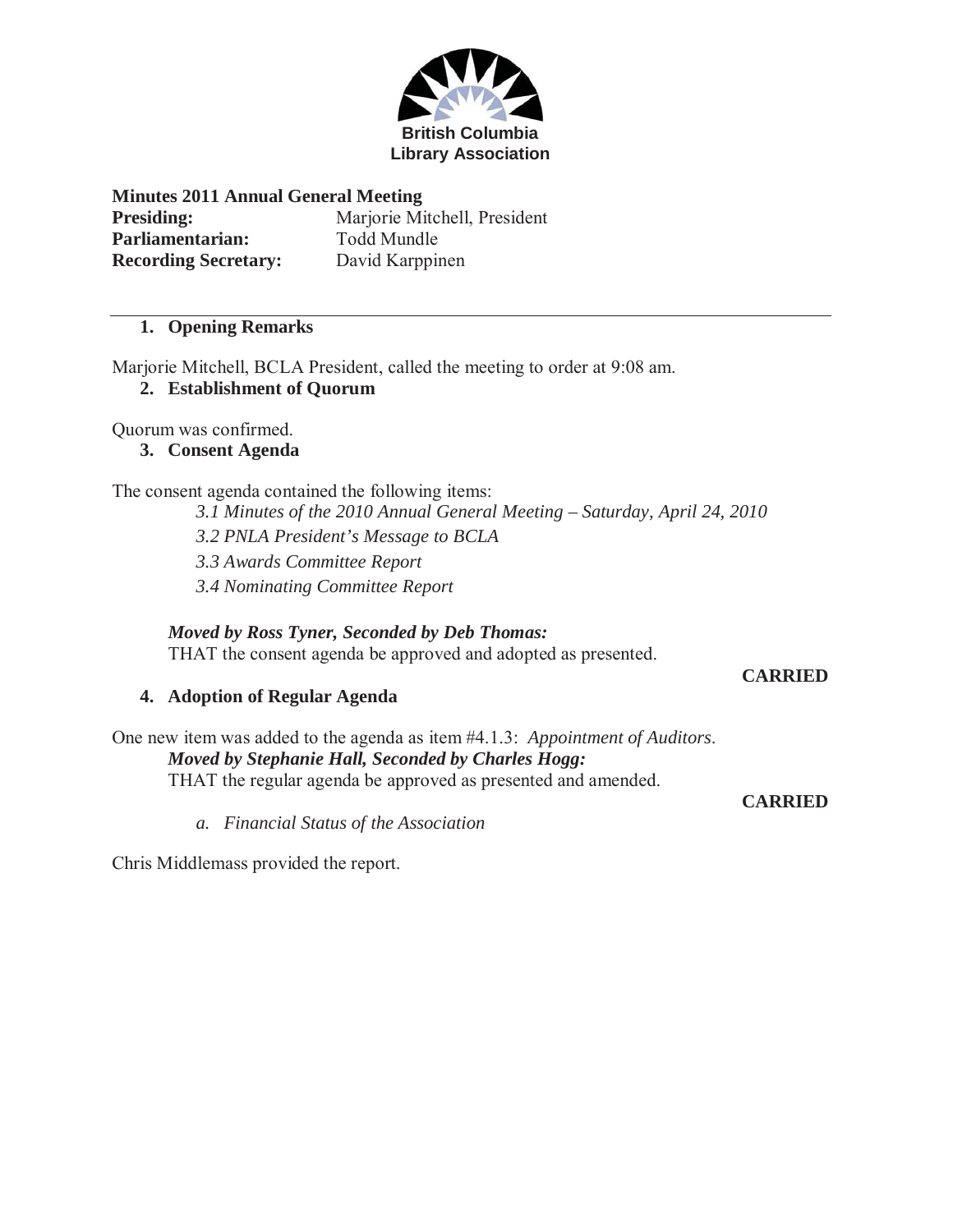British Columbia
Library Association

**Minutes 2011 Annual General Meeting**
**Presiding:** Marjorie Mitchell, President
**Parliamentarian:** Todd Mundle
**Recording Secretary:** David Karppinen

---

## 1. Opening Remarks

Marjorie Mitchell, BCLA President, called the meeting to order at 9:08 am.

## 2. Establishment of Quorum

Quorum was confirmed.

## 3. Consent Agenda

The consent agenda contained the following items:

*3.1 Minutes of the 2010 Annual General Meeting – Saturday, April 24, 2010*

*3.2 PNLA President's Message to BCLA*

*3.3 Awards Committee Report*

*3.4 Nominating Committee Report*

***Moved by Ross Tyner, Seconded by Deb Thomas:***
THAT the consent agenda be approved and adopted as presented.

**CARRIED**

## 4. Adoption of Regular Agenda

One new item was added to the agenda as item #4.1.3: *Appointment of Auditors*.

***Moved by Stephanie Hall, Seconded by Charles Hogg:***
THAT the regular agenda be approved as presented and amended.

**CARRIED**

*a. Financial Status of the Association*

Chris Middlemass provided the report.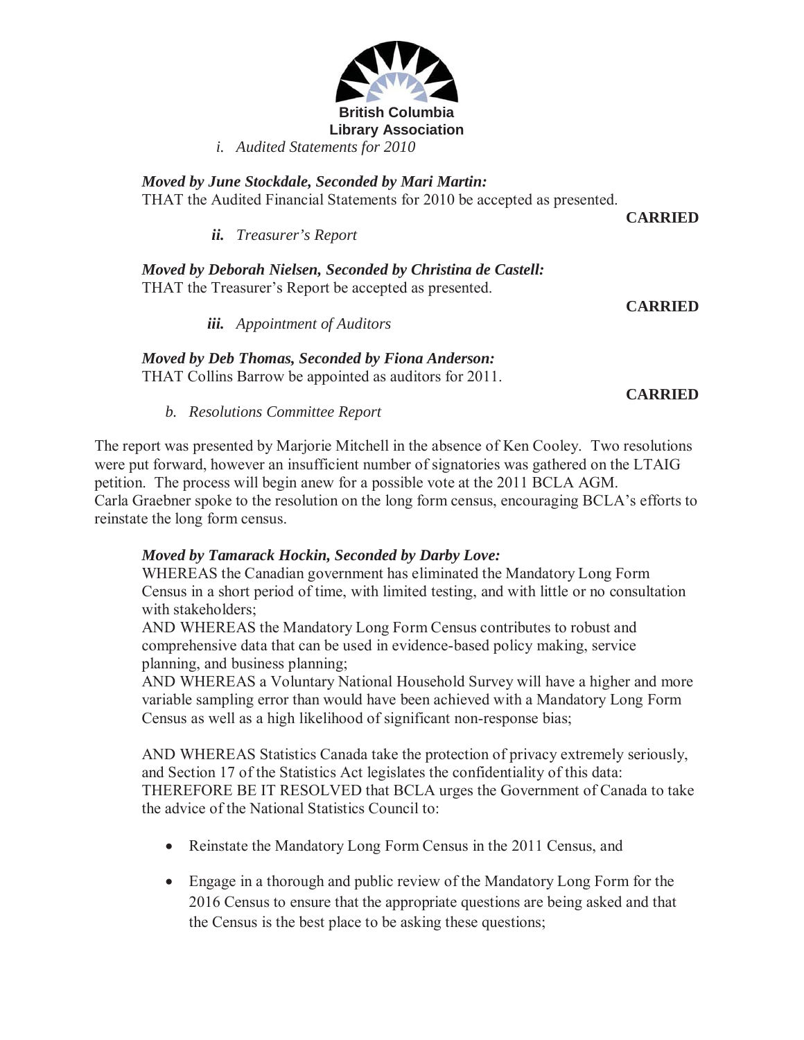*i. Audited Statements for 2010*

***Moved by June Stockdale, Seconded by Mari Martin:***
THAT the Audited Financial Statements for 2010 be accepted as presented.

**CARRIED**

***ii. Treasurer's Report***

***Moved by Deborah Nielsen, Seconded by Christina de Castell:***
THAT the Treasurer's Report be accepted as presented.

**CARRIED**

***iii. Appointment of Auditors***

***Moved by Deb Thomas, Seconded by Fiona Anderson:***
THAT Collins Barrow be appointed as auditors for 2011.

**CARRIED**

*b. Resolutions Committee Report*

The report was presented by Marjorie Mitchell in the absence of Ken Cooley. Two resolutions were put forward, however an insufficient number of signatories was gathered on the LTAIG petition. The process will begin anew for a possible vote at the 2011 BCLA AGM.
Carla Graebner spoke to the resolution on the long form census, encouraging BCLA's efforts to reinstate the long form census.

***Moved by Tamarack Hockin, Seconded by Darby Love:***
WHEREAS the Canadian government has eliminated the Mandatory Long Form Census in a short period of time, with limited testing, and with little or no consultation with stakeholders;
AND WHEREAS the Mandatory Long Form Census contributes to robust and comprehensive data that can be used in evidence-based policy making, service planning, and business planning;
AND WHEREAS a Voluntary National Household Survey will have a higher and more variable sampling error than would have been achieved with a Mandatory Long Form Census as well as a high likelihood of significant non-response bias;

AND WHEREAS Statistics Canada take the protection of privacy extremely seriously, and Section 17 of the Statistics Act legislates the confidentiality of this data:
THEREFORE BE IT RESOLVED that BCLA urges the Government of Canada to take the advice of the National Statistics Council to:

- Reinstate the Mandatory Long Form Census in the 2011 Census, and
- Engage in a thorough and public review of the Mandatory Long Form for the 2016 Census to ensure that the appropriate questions are being asked and that the Census is the best place to be asking these questions;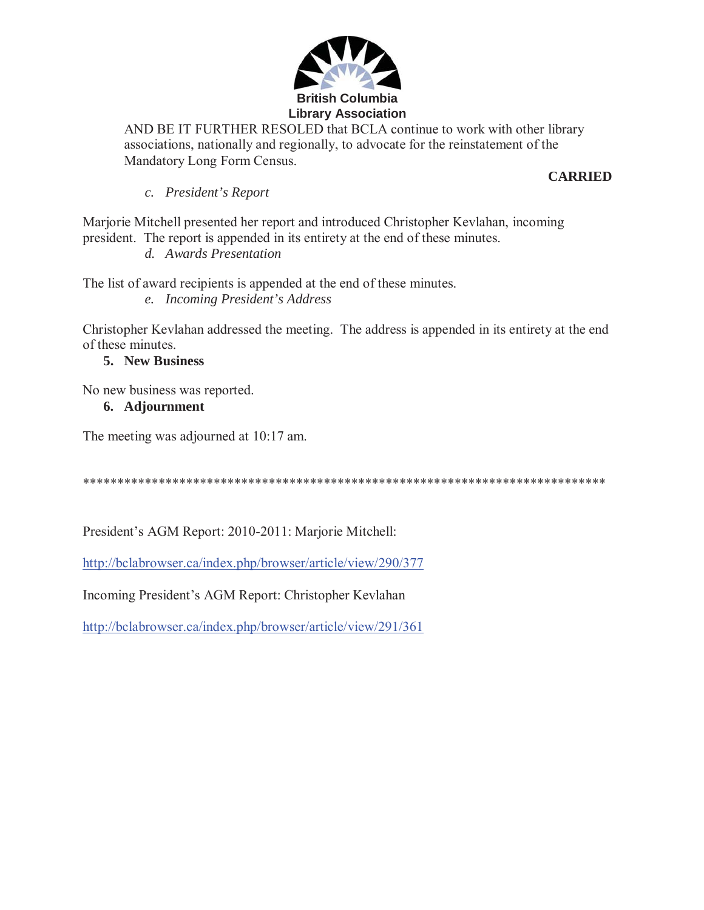AND BE IT FURTHER RESOLED that BCLA continue to work with other library associations, nationally and regionally, to advocate for the reinstatement of the Mandatory Long Form Census.

**CARRIED**

*c. President's Report*

Marjorie Mitchell presented her report and introduced Christopher Kevlahan, incoming president. The report is appended in its entirety at the end of these minutes.

*d. Awards Presentation*

The list of award recipients is appended at the end of these minutes.

*e. Incoming President's Address*

Christopher Kevlahan addressed the meeting. The address is appended in its entirety at the end of these minutes.

**5. New Business**

No new business was reported.

**6. Adjournment**

The meeting was adjourned at 10:17 am.

*****************************************************************************

President's AGM Report: 2010-2011: Marjorie Mitchell:

http://bclabrowser.ca/index.php/browser/article/view/290/377

Incoming President's AGM Report: Christopher Kevlahan

http://bclabrowser.ca/index.php/browser/article/view/291/361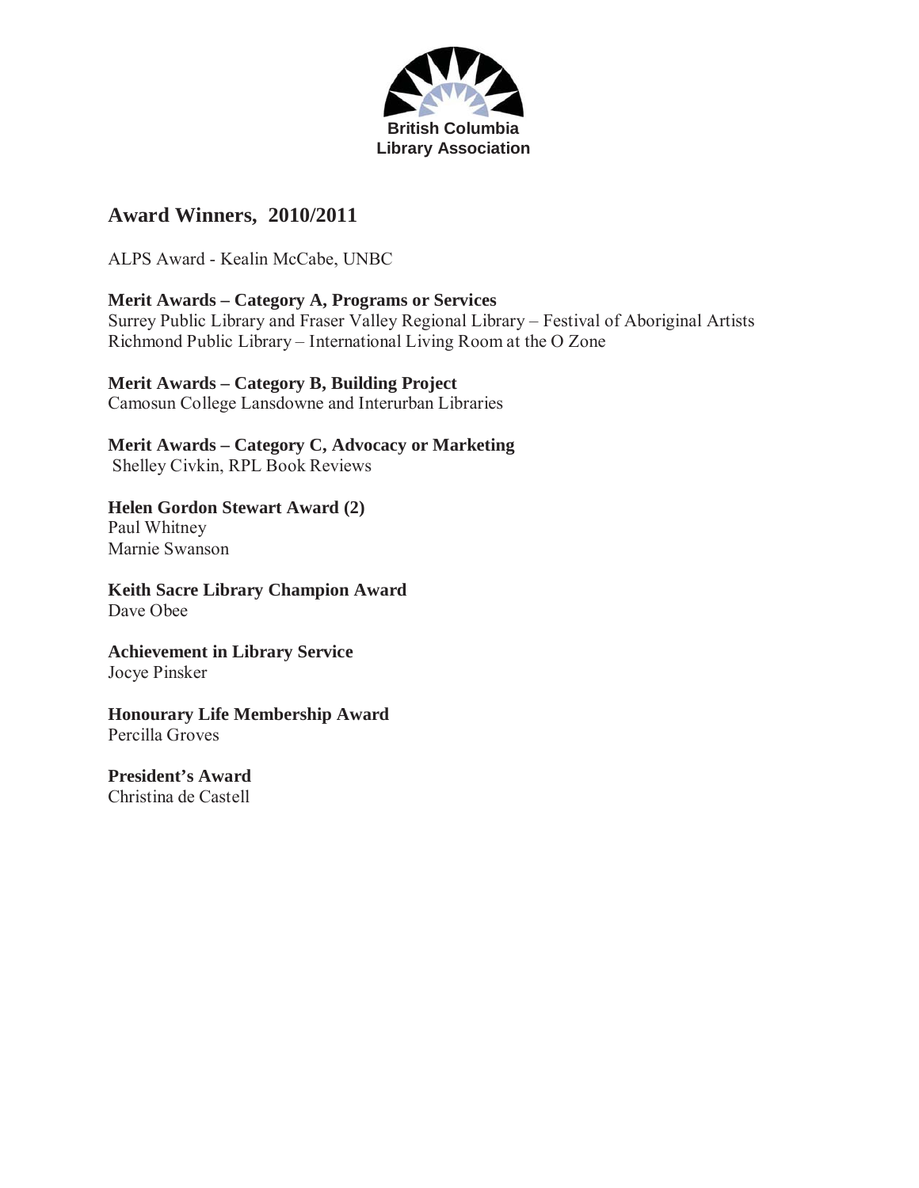British Columbia
Library Association

## Award Winners, 2010/2011

ALPS Award - Kealin McCabe, UNBC

**Merit Awards – Category A, Programs or Services**
Surrey Public Library and Fraser Valley Regional Library – Festival of Aboriginal Artists
Richmond Public Library – International Living Room at the O Zone

**Merit Awards – Category B, Building Project**
Camosun College Lansdowne and Interurban Libraries

**Merit Awards – Category C, Advocacy or Marketing**
Shelley Civkin, RPL Book Reviews

**Helen Gordon Stewart Award (2)**
Paul Whitney
Marnie Swanson

**Keith Sacre Library Champion Award**
Dave Obee

**Achievement in Library Service**
Jocye Pinsker

**Honourary Life Membership Award**
Percilla Groves

**President's Award**
Christina de Castell